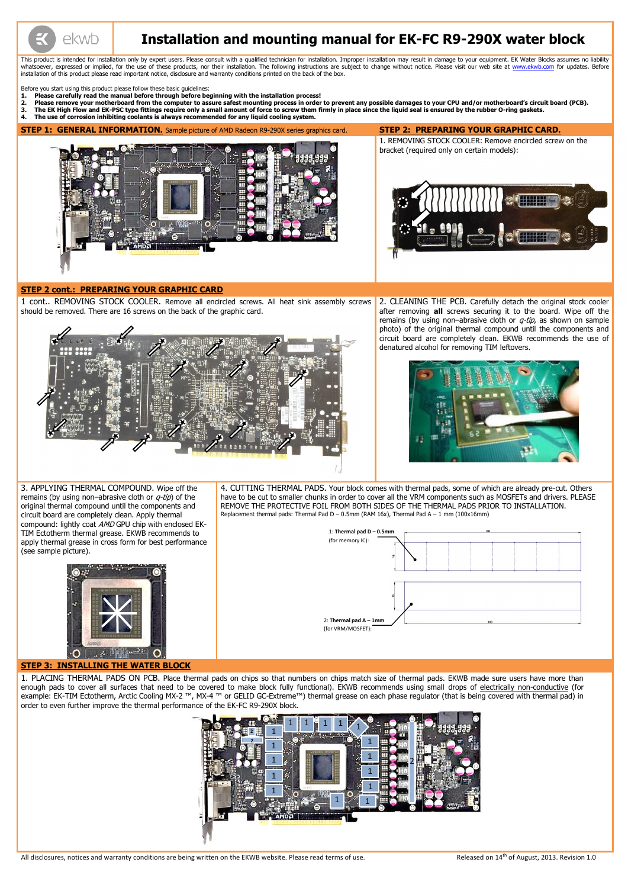# Installation and mounting manual for EK-FC R9-290X water block

This product is intended for installation only by expert users. Please consult with a qualified technician for installation. Improper installation may result in damage to your equipment. EK Water Blocks assumes no liability whatsoever, expressed or implied, for the use of these products, nor their installation. The following instructions are subject to change without notice. Please visit our web site at www.ekwb.com for updates. Before installation of this product please read important notice, disclosure and warranty conditions printed on the back of the box.

Before you start using this product please follow these basic guidelines:

1. **Please carefully read the manual before through before beginning with the installation process!**
2. **Please remove your motherboard from the computer to assure safest mounting process in order to prevent any possible damages to your CPU and/or motherboard's circuit board (PCB).**
3. **The EK High Flow and EK-PSC type fittings require only a small amount of force to screw them firmly in place since the liquid seal is ensured by the rubber O-ring gaskets.**
4. **The use of corrosion inhibiting coolants is always recommended for any liquid cooling system.**

## STEP 1: GENERAL INFORMATION.

Sample picture of AMD Radeon R9-290X series graphics card.

## STEP 2: PREPARING YOUR GRAPHIC CARD.

1. REMOVING STOCK COOLER: Remove encircled screw on the bracket (required only on certain models):

## STEP 2 cont.: PREPARING YOUR GRAPHIC CARD

1 cont.. REMOVING STOCK COOLER. Remove all encircled screws. All heat sink assembly screws should be removed. There are 16 screws on the back of the graphic card.

2. CLEANING THE PCB. Carefully detach the original stock cooler after removing **all** screws securing it to the board. Wipe off the remains (by using non–abrasive cloth or *q-tip*, as shown on sample photo) of the original thermal compound until the components and circuit board are completely clean. EKWB recommends the use of denatured alcohol for removing TIM leftovers.

3. APPLYING THERMAL COMPOUND. Wipe off the remains (by using non–abrasive cloth or *q-tip*) of the original thermal compound until the components and circuit board are completely clean. Apply thermal compound: lightly coat *AMD* GPU chip with enclosed EK-TIM Ectotherm thermal grease. EKWB recommends to apply thermal grease in cross form for best performance (see sample picture).

4. CUTTING THERMAL PADS. Your block comes with thermal pads, some of which are already pre-cut. Others have to be cut to smaller chunks in order to cover all the VRM components such as MOSFETs and drivers. PLEASE REMOVE THE PROTECTIVE FOIL FROM BOTH SIDES OF THE THERMAL PADS PRIOR TO INSTALLATION.

Replacement thermal pads: Thermal Pad D – 0.5mm (RAM 16x), Thermal Pad A – 1 mm (100x16mm)

1: **Thermal pad D – 0.5mm** (for memory IC):

2: **Thermal pad A – 1mm** (for VRM/MOSFET):

## STEP 3: INSTALLING THE WATER BLOCK

1. PLACING THERMAL PADS ON PCB. Place thermal pads on chips so that numbers on chips match size of thermal pads. EKWB made sure users have more than enough pads to cover all surfaces that need to be covered to make block fully functional). EKWB recommends using small drops of electrically non-conductive (for example: EK-TIM Ectotherm, Arctic Cooling MX-2 ™, MX-4 ™ or GELID GC-Extreme™) thermal grease on each phase regulator (that is being covered with thermal pad) in order to even further improve the thermal performance of the EK-FC R9-290X block.

All disclosures, notices and warranty conditions are being written on the EKWB website. Please read terms of use.

Released on 14th of August, 2013. Revision 1.0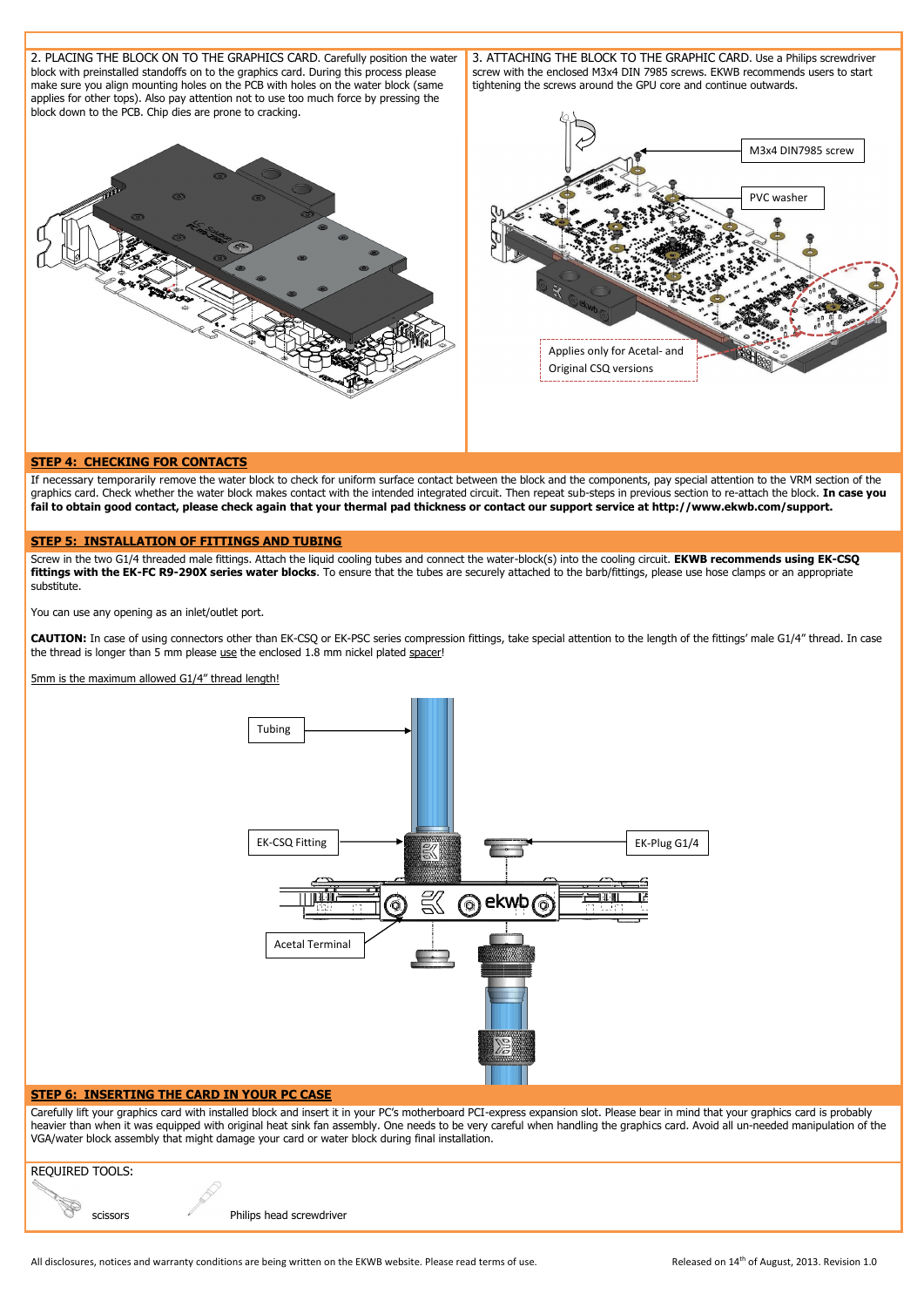2. PLACING THE BLOCK ON TO THE GRAPHICS CARD. Carefully position the water block with preinstalled standoffs on to the graphics card. During this process please make sure you align mounting holes on the PCB with holes on the water block (same applies for other tops). Also pay attention not to use too much force by pressing the block down to the PCB. Chip dies are prone to cracking.

3. ATTACHING THE BLOCK TO THE GRAPHIC CARD. Use a Philips screwdriver screw with the enclosed M3x4 DIN 7985 screws. EKWB recommends users to start tightening the screws around the GPU core and continue outwards.

M3x4 DIN7985 screw

PVC washer

Applies only for Acetal- and Original CSQ versions

## STEP 4: CHECKING FOR CONTACTS

If necessary temporarily remove the water block to check for uniform surface contact between the block and the components, pay special attention to the VRM section of the graphics card. Check whether the water block makes contact with the intended integrated circuit. Then repeat sub-steps in previous section to re-attach the block. **In case you fail to obtain good contact, please check again that your thermal pad thickness or contact our support service at http://www.ekwb.com/support.**

## STEP 5: INSTALLATION OF FITTINGS AND TUBING

Screw in the two G1/4 threaded male fittings. Attach the liquid cooling tubes and connect the water-block(s) into the cooling circuit. **EKWB recommends using EK-CSQ fittings with the EK-FC R9-290X series water blocks**. To ensure that the tubes are securely attached to the barb/fittings, please use hose clamps or an appropriate substitute.

You can use any opening as an inlet/outlet port.

**CAUTION:** In case of using connectors other than EK-CSQ or EK-PSC series compression fittings, take special attention to the length of the fittings' male G1/4" thread. In case the thread is longer than 5 mm please use the enclosed 1.8 mm nickel plated spacer!

5mm is the maximum allowed G1/4" thread length!

Tubing

EK-CSQ Fitting

EK-Plug G1/4

Acetal Terminal

## STEP 6: INSERTING THE CARD IN YOUR PC CASE

Carefully lift your graphics card with installed block and insert it in your PC's motherboard PCI-express expansion slot. Please bear in mind that your graphics card is probably heavier than when it was equipped with original heat sink fan assembly. One needs to be very careful when handling the graphics card. Avoid all un-needed manipulation of the VGA/water block assembly that might damage your card or water block during final installation.

REQUIRED TOOLS:

scissors

Philips head screwdriver

All disclosures, notices and warranty conditions are being written on the EKWB website. Please read terms of use.

Released on 14th of August, 2013. Revision 1.0